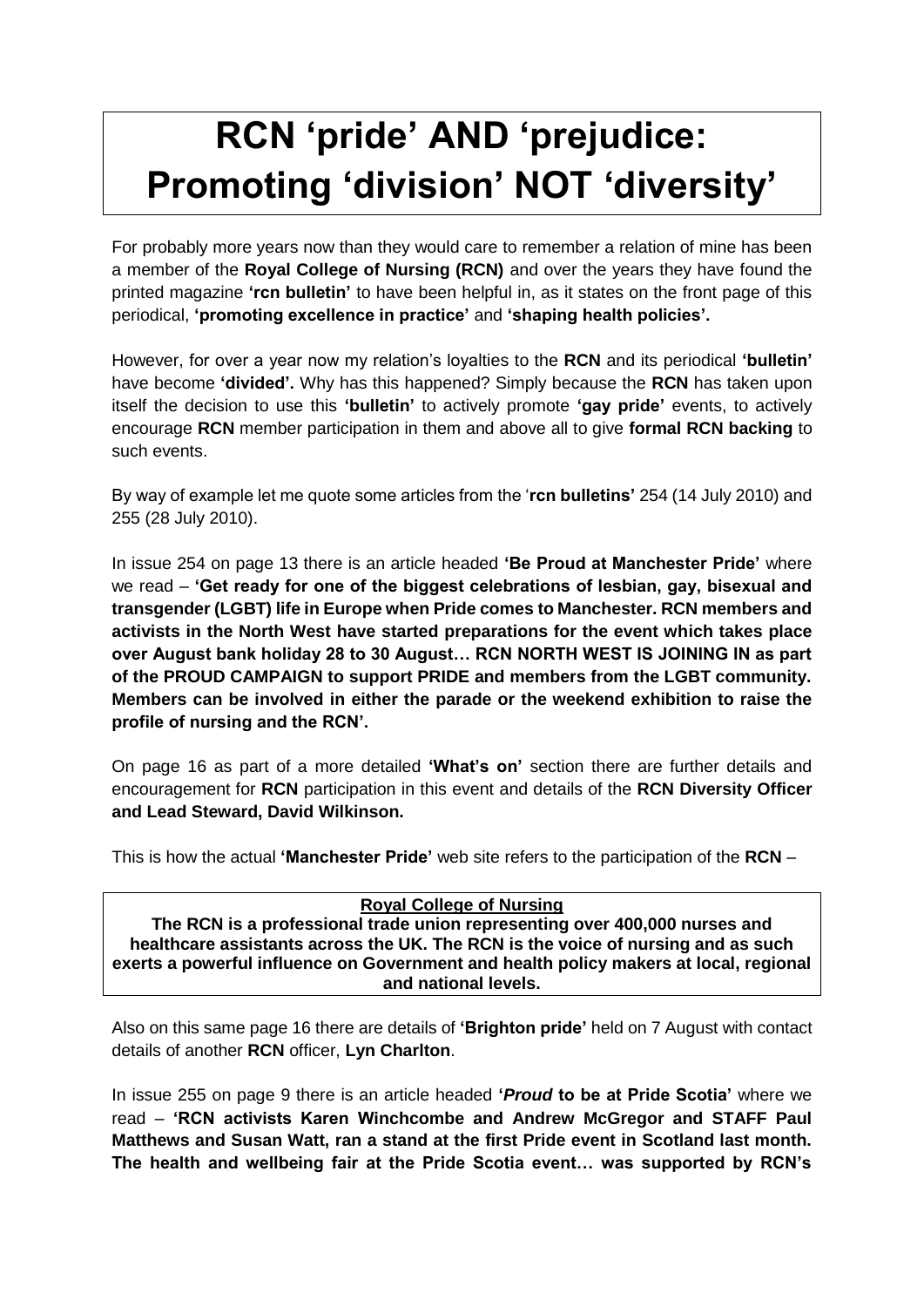# RCN 'pride' AND 'prejudice: Promoting 'division' NOT 'diversity'

For probably more years now than they would care to remember a relation of mine has been a member of the **Royal College of Nursing (RCN)** and over the years they have found the printed magazine **'rcn bulletin'** to have been helpful in, as it states on the front page of this periodical, **'promoting excellence in practice'** and **'shaping health policies'.**

However, for over a year now my relation's loyalties to the **RCN** and its periodical **'bulletin'** have become **'divided'.** Why has this happened? Simply because the **RCN** has taken upon itself the decision to use this **'bulletin'** to actively promote **'gay pride'** events, to actively encourage **RCN** member participation in them and above all to give **formal RCN backing** to such events.

By way of example let me quote some articles from the '**rcn bulletins'** 254 (14 July 2010) and 255 (28 July 2010).

In issue 254 on page 13 there is an article headed **'Be Proud at Manchester Pride'** where we read – **'Get ready for one of the biggest celebrations of lesbian, gay, bisexual and transgender (LGBT) life in Europe when Pride comes to Manchester. RCN members and activists in the North West have started preparations for the event which takes place over August bank holiday 28 to 30 August… RCN NORTH WEST IS JOINING IN as part of the PROUD CAMPAIGN to support PRIDE and members from the LGBT community. Members can be involved in either the parade or the weekend exhibition to raise the profile of nursing and the RCN'.**

On page 16 as part of a more detailed **'What's on'** section there are further details and encouragement for **RCN** participation in this event and details of the **RCN Diversity Officer and Lead Steward, David Wilkinson.**

This is how the actual **'Manchester Pride'** web site refers to the participation of the **RCN** –

> **Royal College of Nursing**
> **The RCN is a professional trade union representing over 400,000 nurses and healthcare assistants across the UK. The RCN is the voice of nursing and as such exerts a powerful influence on Government and health policy makers at local, regional and national levels.**

Also on this same page 16 there are details of **'Brighton pride'** held on 7 August with contact details of another **RCN** officer, **Lyn Charlton**.

In issue 255 on page 9 there is an article headed **'*Proud* to be at Pride Scotia'** where we read – **'RCN activists Karen Winchcombe and Andrew McGregor and STAFF Paul Matthews and Susan Watt, ran a stand at the first Pride event in Scotland last month. The health and wellbeing fair at the Pride Scotia event… was supported by RCN's**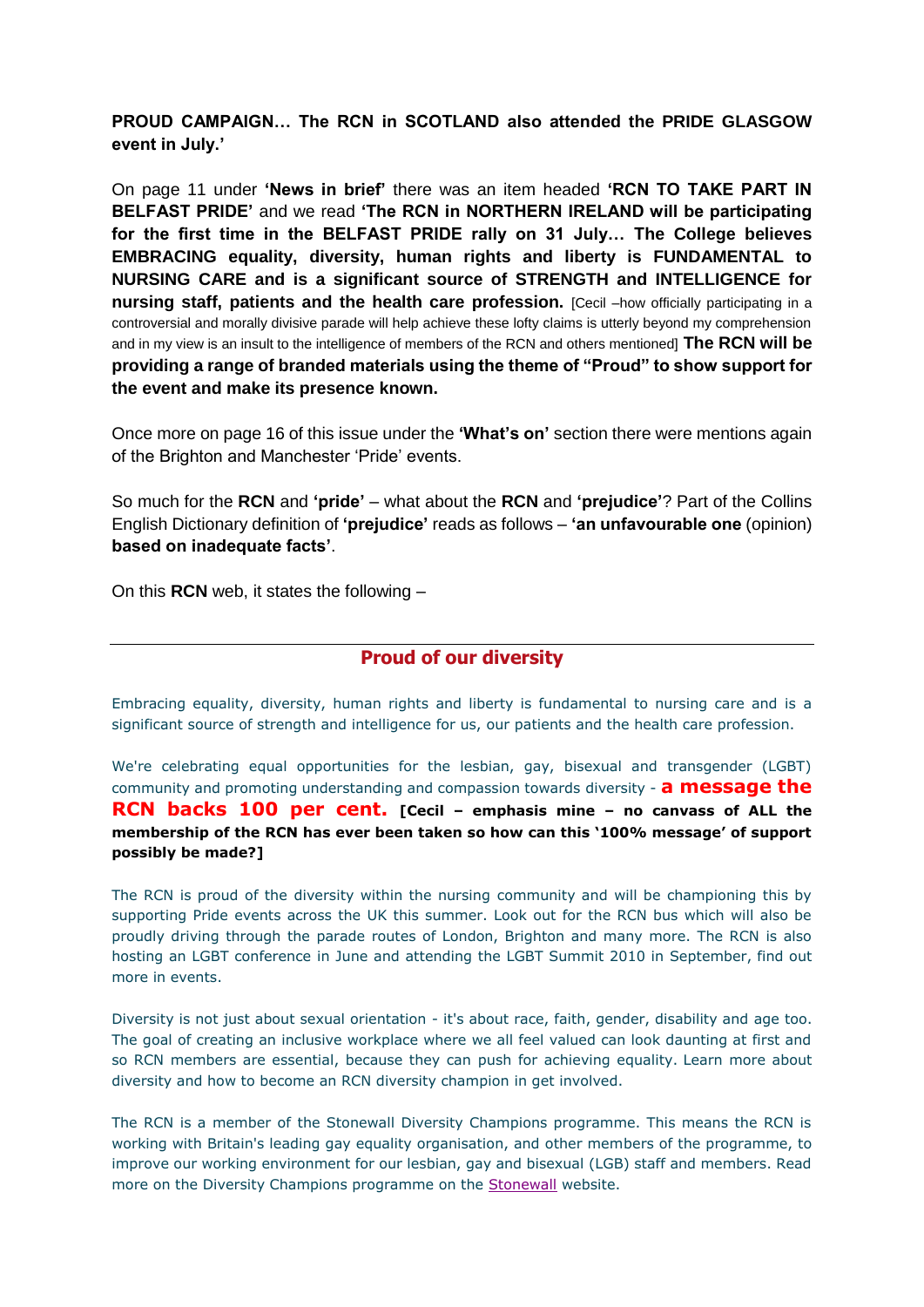**PROUD CAMPAIGN… The RCN in SCOTLAND also attended the PRIDE GLASGOW event in July.'**

On page 11 under **'News in brief'** there was an item headed **'RCN TO TAKE PART IN BELFAST PRIDE'** and we read **'The RCN in NORTHERN IRELAND will be participating for the first time in the BELFAST PRIDE rally on 31 July… The College believes EMBRACING equality, diversity, human rights and liberty is FUNDAMENTAL to NURSING CARE and is a significant source of STRENGTH and INTELLIGENCE for nursing staff, patients and the health care profession.** [Cecil –how officially participating in a controversial and morally divisive parade will help achieve these lofty claims is utterly beyond my comprehension and in my view is an insult to the intelligence of members of the RCN and others mentioned] **The RCN will be providing a range of branded materials using the theme of "Proud" to show support for the event and make its presence known.**

Once more on page 16 of this issue under the **'What's on'** section there were mentions again of the Brighton and Manchester 'Pride' events.

So much for the **RCN** and **'pride'** – what about the **RCN** and **'prejudice'**? Part of the Collins English Dictionary definition of **'prejudice'** reads as follows – **'an unfavourable one** (opinion) **based on inadequate facts'**.

On this **RCN** web, it states the following –

---

## Proud of our diversity

Embracing equality, diversity, human rights and liberty is fundamental to nursing care and is a significant source of strength and intelligence for us, our patients and the health care profession.

We're celebrating equal opportunities for the lesbian, gay, bisexual and transgender (LGBT) community and promoting understanding and compassion towards diversity - **a message the RCN backs 100 per cent.** **[Cecil – emphasis mine – no canvass of ALL the membership of the RCN has ever been taken so how can this '100% message' of support possibly be made?]**

The RCN is proud of the diversity within the nursing community and will be championing this by supporting Pride events across the UK this summer. Look out for the RCN bus which will also be proudly driving through the parade routes of London, Brighton and many more. The RCN is also hosting an LGBT conference in June and attending the LGBT Summit 2010 in September, find out more in events.

Diversity is not just about sexual orientation - it's about race, faith, gender, disability and age too. The goal of creating an inclusive workplace where we all feel valued can look daunting at first and so RCN members are essential, because they can push for achieving equality. Learn more about diversity and how to become an RCN diversity champion in get involved.

The RCN is a member of the Stonewall Diversity Champions programme. This means the RCN is working with Britain's leading gay equality organisation, and other members of the programme, to improve our working environment for our lesbian, gay and bisexual (LGB) staff and members. Read more on the Diversity Champions programme on the Stonewall website.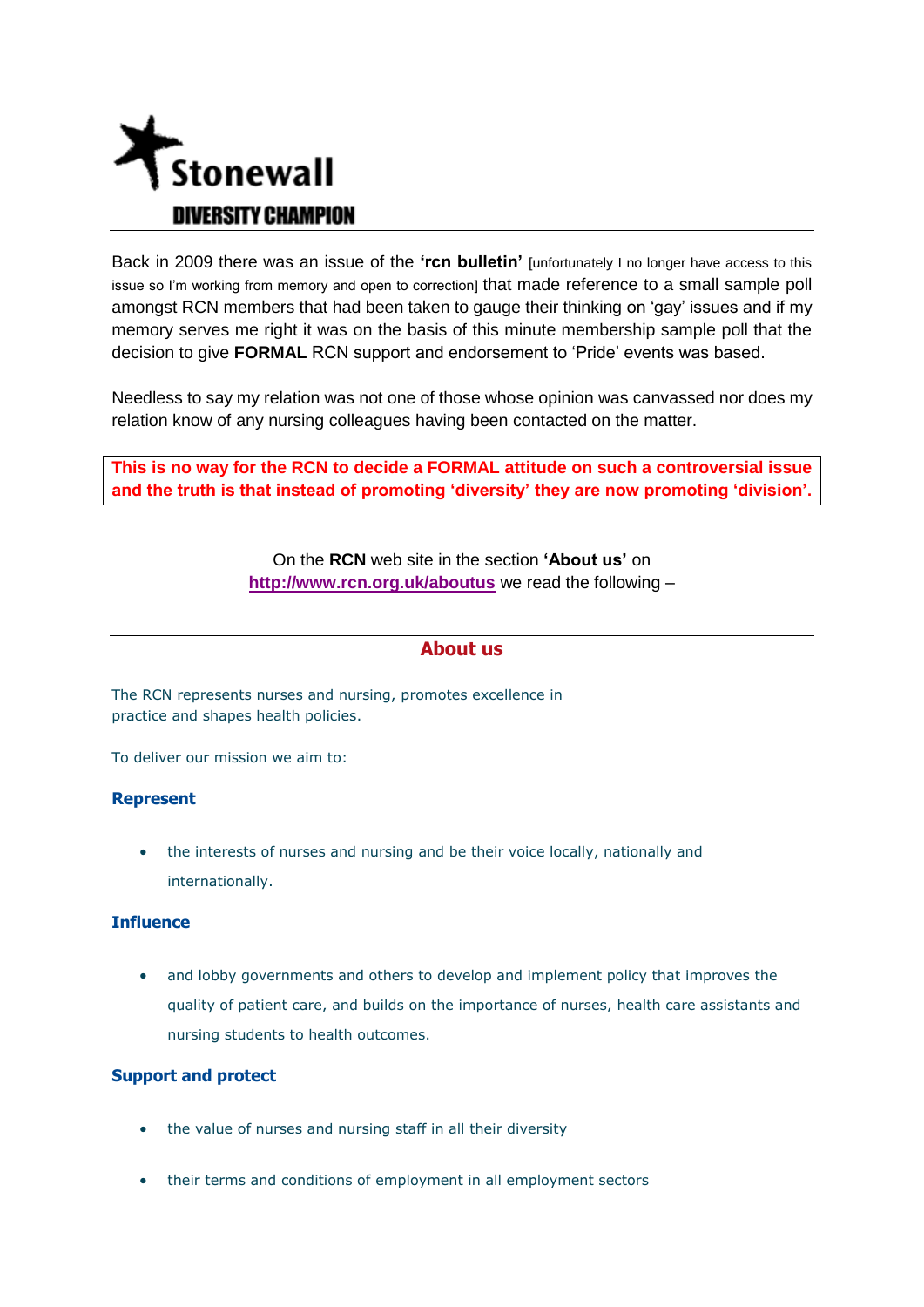**Stonewall**

**DIVERSITY CHAMPION**

---

Back in 2009 there was an issue of the **'rcn bulletin'** [unfortunately I no longer have access to this issue so I'm working from memory and open to correction] that made reference to a small sample poll amongst RCN members that had been taken to gauge their thinking on 'gay' issues and if my memory serves me right it was on the basis of this minute membership sample poll that the decision to give **FORMAL** RCN support and endorsement to 'Pride' events was based.

Needless to say my relation was not one of those whose opinion was canvassed nor does my relation know of any nursing colleagues having been contacted on the matter.

**This is no way for the RCN to decide a FORMAL attitude on such a controversial issue and the truth is that instead of promoting 'diversity' they are now promoting 'division'.**

On the **RCN** web site in the section **'About us'** on **http://www.rcn.org.uk/aboutus** we read the following –

---

## About us

The RCN represents nurses and nursing, promotes excellence in practice and shapes health policies.

To deliver our mission we aim to:

### Represent

- the interests of nurses and nursing and be their voice locally, nationally and internationally.

### Influence

- and lobby governments and others to develop and implement policy that improves the quality of patient care, and builds on the importance of nurses, health care assistants and nursing students to health outcomes.

### Support and protect

- the value of nurses and nursing staff in all their diversity
- their terms and conditions of employment in all employment sectors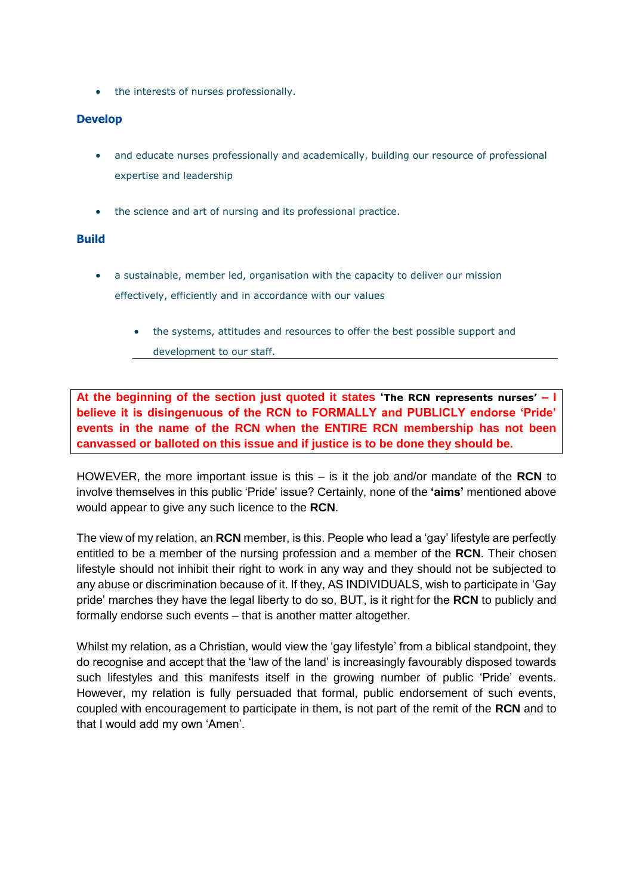- the interests of nurses professionally.

**Develop**

- and educate nurses professionally and academically, building our resource of professional expertise and leadership
- the science and art of nursing and its professional practice.

**Build**

- a sustainable, member led, organisation with the capacity to deliver our mission effectively, efficiently and in accordance with our values
    - the systems, attitudes and resources to offer the best possible support and development to our staff.

---

**At the beginning of the section just quoted it states 'The RCN represents nurses' – I believe it is disingenuous of the RCN to FORMALLY and PUBLICLY endorse 'Pride' events in the name of the RCN when the ENTIRE RCN membership has not been canvassed or balloted on this issue and if justice is to be done they should be.**

HOWEVER, the more important issue is this – is it the job and/or mandate of the **RCN** to involve themselves in this public 'Pride' issue? Certainly, none of the **'aims'** mentioned above would appear to give any such licence to the **RCN**.

The view of my relation, an **RCN** member, is this. People who lead a 'gay' lifestyle are perfectly entitled to be a member of the nursing profession and a member of the **RCN**. Their chosen lifestyle should not inhibit their right to work in any way and they should not be subjected to any abuse or discrimination because of it. If they, AS INDIVIDUALS, wish to participate in 'Gay pride' marches they have the legal liberty to do so, BUT, is it right for the **RCN** to publicly and formally endorse such events – that is another matter altogether.

Whilst my relation, as a Christian, would view the 'gay lifestyle' from a biblical standpoint, they do recognise and accept that the 'law of the land' is increasingly favourably disposed towards such lifestyles and this manifests itself in the growing number of public 'Pride' events. However, my relation is fully persuaded that formal, public endorsement of such events, coupled with encouragement to participate in them, is not part of the remit of the **RCN** and to that I would add my own 'Amen'.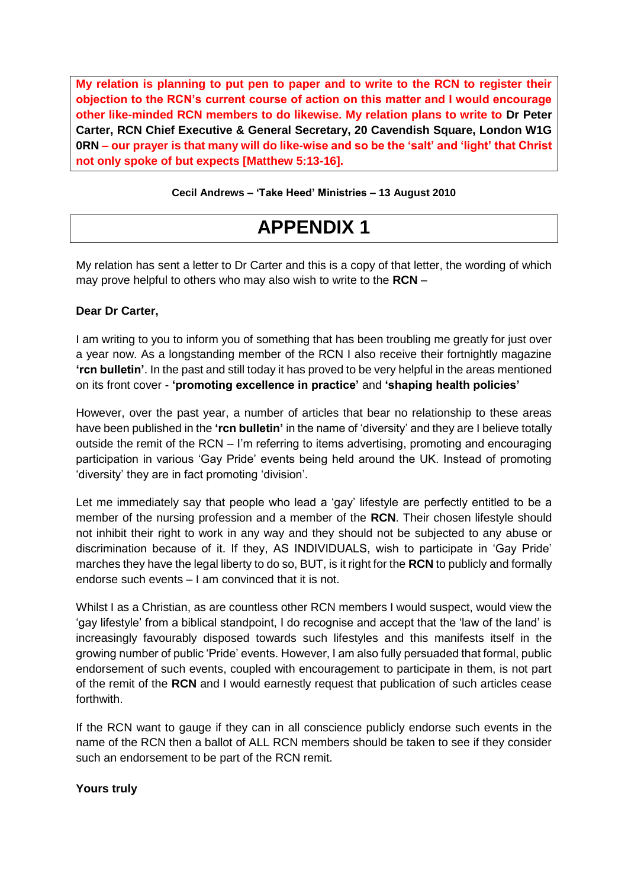**My relation is planning to put pen to paper and to write to the RCN to register their objection to the RCN's current course of action on this matter and I would encourage other like-minded RCN members to do likewise. My relation plans to write to Dr Peter Carter, RCN Chief Executive & General Secretary, 20 Cavendish Square, London W1G 0RN – our prayer is that many will do like-wise and so be the 'salt' and 'light' that Christ not only spoke of but expects [Matthew 5:13-16].**

**Cecil Andrews – 'Take Heed' Ministries – 13 August 2010**

# APPENDIX 1

My relation has sent a letter to Dr Carter and this is a copy of that letter, the wording of which may prove helpful to others who may also wish to write to the **RCN** –

**Dear Dr Carter,**

I am writing to you to inform you of something that has been troubling me greatly for just over a year now. As a longstanding member of the RCN I also receive their fortnightly magazine **'rcn bulletin'**. In the past and still today it has proved to be very helpful in the areas mentioned on its front cover - **'promoting excellence in practice'** and **'shaping health policies'**

However, over the past year, a number of articles that bear no relationship to these areas have been published in the **'rcn bulletin'** in the name of 'diversity' and they are I believe totally outside the remit of the RCN – I'm referring to items advertising, promoting and encouraging participation in various 'Gay Pride' events being held around the UK. Instead of promoting 'diversity' they are in fact promoting 'division'.

Let me immediately say that people who lead a 'gay' lifestyle are perfectly entitled to be a member of the nursing profession and a member of the **RCN**. Their chosen lifestyle should not inhibit their right to work in any way and they should not be subjected to any abuse or discrimination because of it. If they, AS INDIVIDUALS, wish to participate in 'Gay Pride' marches they have the legal liberty to do so, BUT, is it right for the **RCN** to publicly and formally endorse such events – I am convinced that it is not.

Whilst I as a Christian, as are countless other RCN members I would suspect, would view the 'gay lifestyle' from a biblical standpoint, I do recognise and accept that the 'law of the land' is increasingly favourably disposed towards such lifestyles and this manifests itself in the growing number of public 'Pride' events. However, I am also fully persuaded that formal, public endorsement of such events, coupled with encouragement to participate in them, is not part of the remit of the **RCN** and I would earnestly request that publication of such articles cease forthwith.

If the RCN want to gauge if they can in all conscience publicly endorse such events in the name of the RCN then a ballot of ALL RCN members should be taken to see if they consider such an endorsement to be part of the RCN remit.

**Yours truly**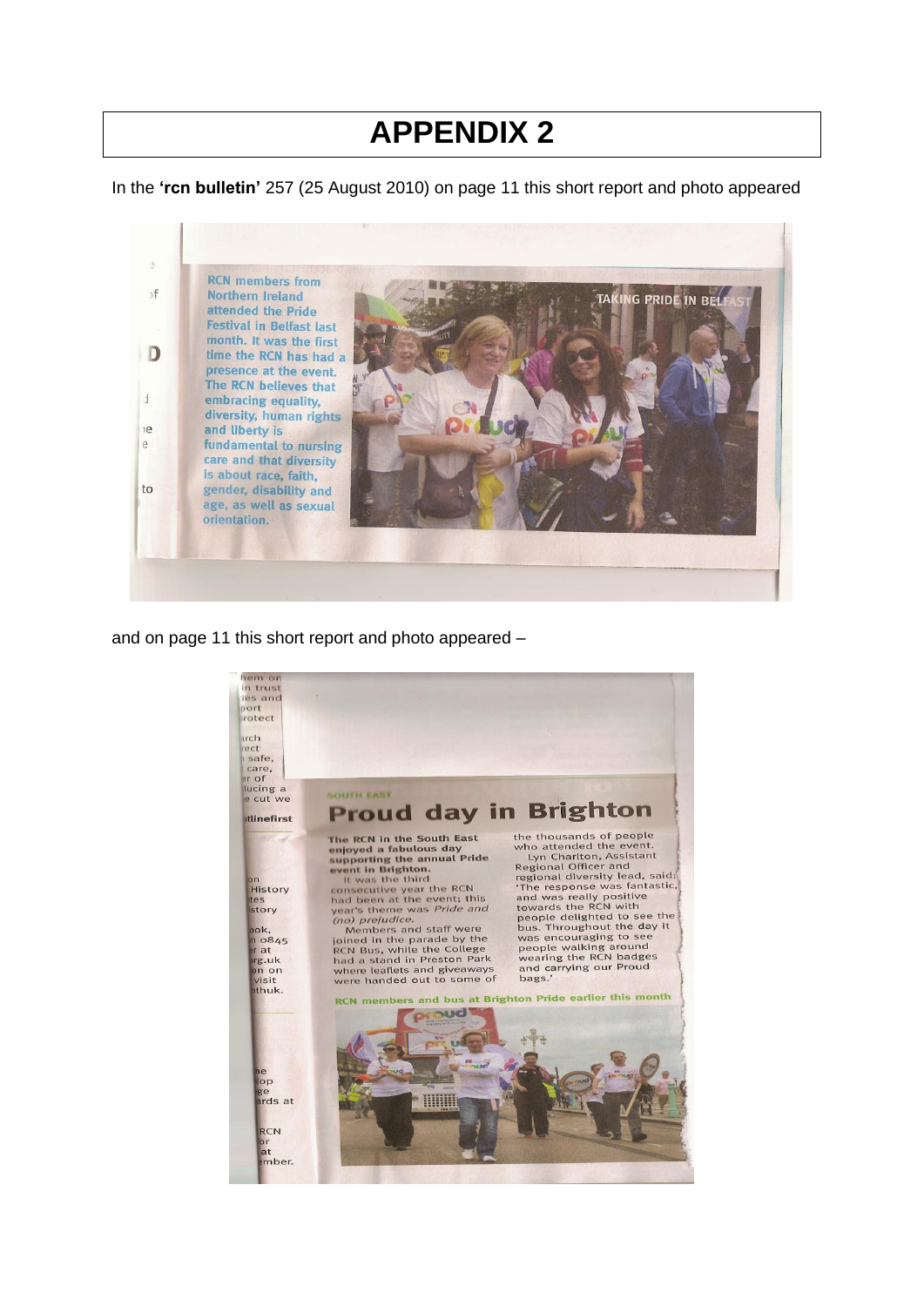# APPENDIX 2

In the **'rcn bulletin'** 257 (25 August 2010) on page 11 this short report and photo appeared

RCN members from Northern Ireland attended the Pride Festival in Belfast last month. It was the first time the RCN has had a presence at the event. The RCN believes that embracing equality, diversity, human rights and liberty is fundamental to nursing care and that diversity is about race, faith, gender, disability and age, as well as sexual orientation.

TAKING PRIDE IN BELFAST

and on page 11 this short report and photo appeared –

SOUTH EAST

## Proud day in Brighton

**The RCN in the South East enjoyed a fabulous day supporting the annual Pride event in Brighton.**

It was the third consecutive year the RCN had been at the event; this year's theme was *Pride and (no) prejudice*.

Members and staff were joined in the parade by the RCN Bus, while the College had a stand in Preston Park where leaflets and giveaways were handed out to some of the thousands of people who attended the event.

Lyn Charlton, Assistant Regional Officer and regional diversity lead, said: 'The response was fantastic, and was really positive towards the RCN with people delighted to see the bus. Throughout the day it was encouraging to see people walking around wearing the RCN badges and carrying our Proud bags.'

RCN members and bus at Brighton Pride earlier this month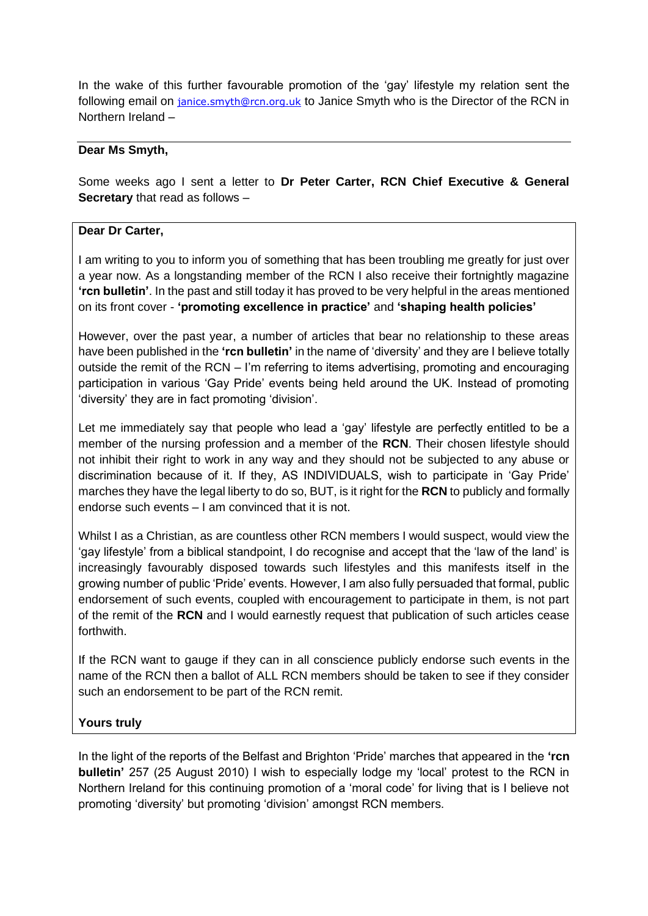In the wake of this further favourable promotion of the 'gay' lifestyle my relation sent the following email on janice.smyth@rcn.org.uk to Janice Smyth who is the Director of the RCN in Northern Ireland –

---

**Dear Ms Smyth,**

Some weeks ago I sent a letter to **Dr Peter Carter, RCN Chief Executive & General Secretary** that read as follows –

> **Dear Dr Carter,**
>
> I am writing to you to inform you of something that has been troubling me greatly for just over a year now. As a longstanding member of the RCN I also receive their fortnightly magazine **'rcn bulletin'**. In the past and still today it has proved to be very helpful in the areas mentioned on its front cover - **'promoting excellence in practice'** and **'shaping health policies'**
>
> However, over the past year, a number of articles that bear no relationship to these areas have been published in the **'rcn bulletin'** in the name of 'diversity' and they are I believe totally outside the remit of the RCN – I'm referring to items advertising, promoting and encouraging participation in various 'Gay Pride' events being held around the UK. Instead of promoting 'diversity' they are in fact promoting 'division'.
>
> Let me immediately say that people who lead a 'gay' lifestyle are perfectly entitled to be a member of the nursing profession and a member of the **RCN**. Their chosen lifestyle should not inhibit their right to work in any way and they should not be subjected to any abuse or discrimination because of it. If they, AS INDIVIDUALS, wish to participate in 'Gay Pride' marches they have the legal liberty to do so, BUT, is it right for the **RCN** to publicly and formally endorse such events – I am convinced that it is not.
>
> Whilst I as a Christian, as are countless other RCN members I would suspect, would view the 'gay lifestyle' from a biblical standpoint, I do recognise and accept that the 'law of the land' is increasingly favourably disposed towards such lifestyles and this manifests itself in the growing number of public 'Pride' events. However, I am also fully persuaded that formal, public endorsement of such events, coupled with encouragement to participate in them, is not part of the remit of the **RCN** and I would earnestly request that publication of such articles cease forthwith.
>
> If the RCN want to gauge if they can in all conscience publicly endorse such events in the name of the RCN then a ballot of ALL RCN members should be taken to see if they consider such an endorsement to be part of the RCN remit.
>
> **Yours truly**

In the light of the reports of the Belfast and Brighton 'Pride' marches that appeared in the **'rcn bulletin'** 257 (25 August 2010) I wish to especially lodge my 'local' protest to the RCN in Northern Ireland for this continuing promotion of a 'moral code' for living that is I believe not promoting 'diversity' but promoting 'division' amongst RCN members.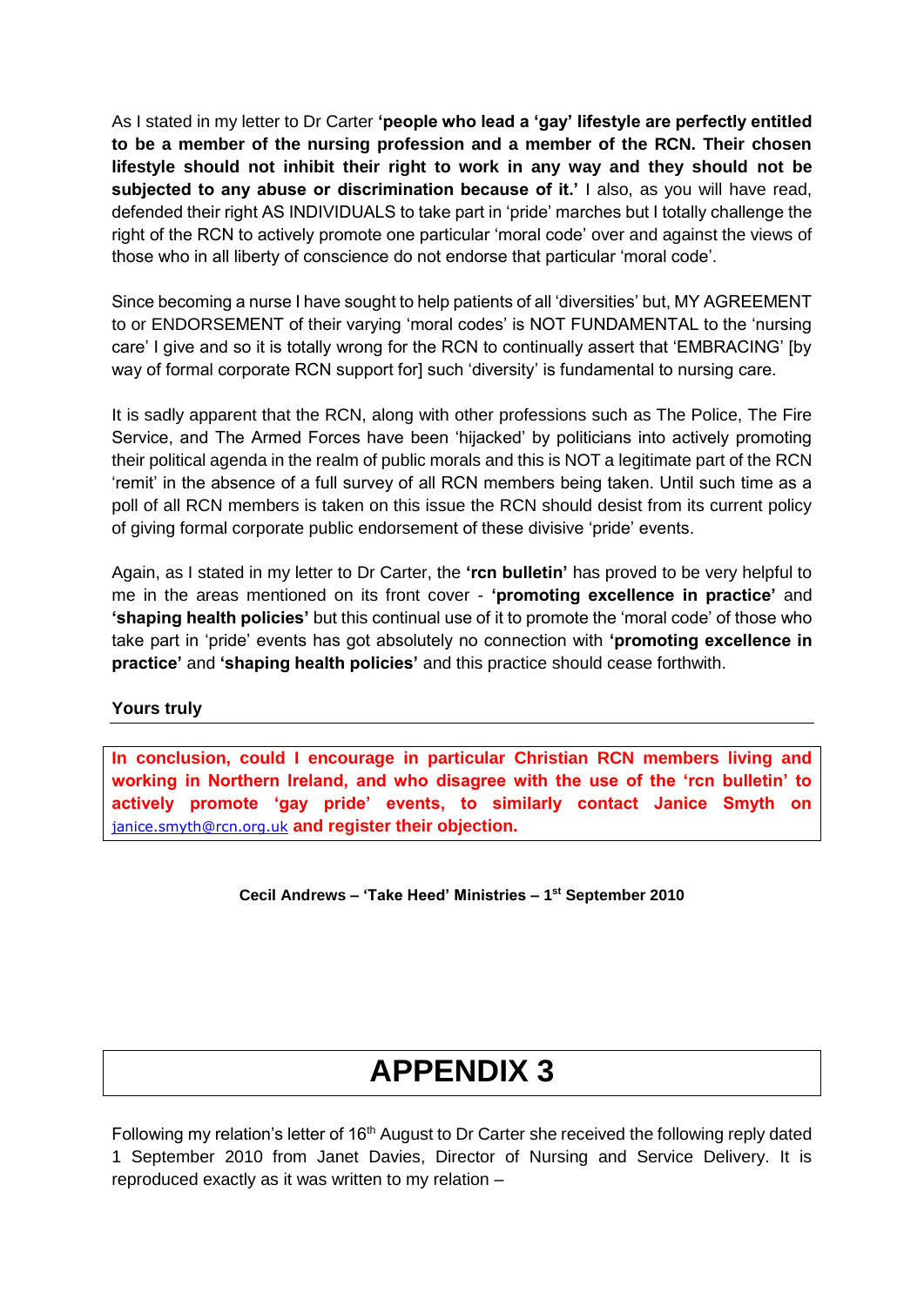As I stated in my letter to Dr Carter **'people who lead a 'gay' lifestyle are perfectly entitled to be a member of the nursing profession and a member of the RCN. Their chosen lifestyle should not inhibit their right to work in any way and they should not be subjected to any abuse or discrimination because of it.'** I also, as you will have read, defended their right AS INDIVIDUALS to take part in 'pride' marches but I totally challenge the right of the RCN to actively promote one particular 'moral code' over and against the views of those who in all liberty of conscience do not endorse that particular 'moral code'.

Since becoming a nurse I have sought to help patients of all 'diversities' but, MY AGREEMENT to or ENDORSEMENT of their varying 'moral codes' is NOT FUNDAMENTAL to the 'nursing care' I give and so it is totally wrong for the RCN to continually assert that 'EMBRACING' [by way of formal corporate RCN support for] such 'diversity' is fundamental to nursing care.

It is sadly apparent that the RCN, along with other professions such as The Police, The Fire Service, and The Armed Forces have been 'hijacked' by politicians into actively promoting their political agenda in the realm of public morals and this is NOT a legitimate part of the RCN 'remit' in the absence of a full survey of all RCN members being taken. Until such time as a poll of all RCN members is taken on this issue the RCN should desist from its current policy of giving formal corporate public endorsement of these divisive 'pride' events.

Again, as I stated in my letter to Dr Carter, the **'rcn bulletin'** has proved to be very helpful to me in the areas mentioned on its front cover - **'promoting excellence in practice'** and **'shaping health policies'** but this continual use of it to promote the 'moral code' of those who take part in 'pride' events has got absolutely no connection with **'promoting excellence in practice'** and **'shaping health policies'** and this practice should cease forthwith.

**Yours truly**

---

**In conclusion, could I encourage in particular Christian RCN members living and working in Northern Ireland, and who disagree with the use of the 'rcn bulletin' to actively promote 'gay pride' events, to similarly contact Janice Smyth on** janice.smyth@rcn.org.uk **and register their objection.**

**Cecil Andrews – 'Take Heed' Ministries – 1st September 2010**

# APPENDIX 3

Following my relation's letter of 16th August to Dr Carter she received the following reply dated 1 September 2010 from Janet Davies, Director of Nursing and Service Delivery. It is reproduced exactly as it was written to my relation –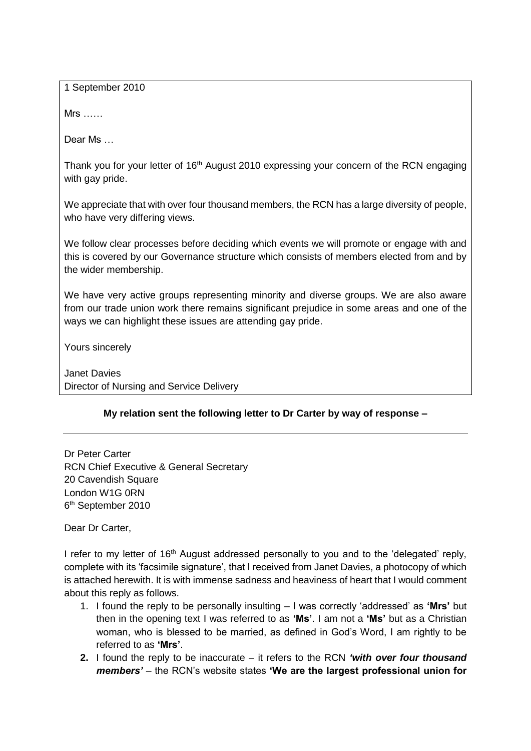1 September 2010

Mrs ……

Dear Ms …

Thank you for your letter of 16th August 2010 expressing your concern of the RCN engaging with gay pride.

We appreciate that with over four thousand members, the RCN has a large diversity of people, who have very differing views.

We follow clear processes before deciding which events we will promote or engage with and this is covered by our Governance structure which consists of members elected from and by the wider membership.

We have very active groups representing minority and diverse groups. We are also aware from our trade union work there remains significant prejudice in some areas and one of the ways we can highlight these issues are attending gay pride.

Yours sincerely

Janet Davies
Director of Nursing and Service Delivery

**My relation sent the following letter to Dr Carter by way of response –**

---

Dr Peter Carter
RCN Chief Executive & General Secretary
20 Cavendish Square
London W1G 0RN
6th September 2010

Dear Dr Carter,

I refer to my letter of 16th August addressed personally to you and to the 'delegated' reply, complete with its 'facsimile signature', that I received from Janet Davies, a photocopy of which is attached herewith. It is with immense sadness and heaviness of heart that I would comment about this reply as follows.

1. I found the reply to be personally insulting – I was correctly 'addressed' as **'Mrs'** but then in the opening text I was referred to as **'Ms'**. I am not a **'Ms'** but as a Christian woman, who is blessed to be married, as defined in God's Word, I am rightly to be referred to as **'Mrs'**.
2. I found the reply to be inaccurate – it refers to the RCN ***'with over four thousand members'*** – the RCN's website states **'We are the largest professional union for**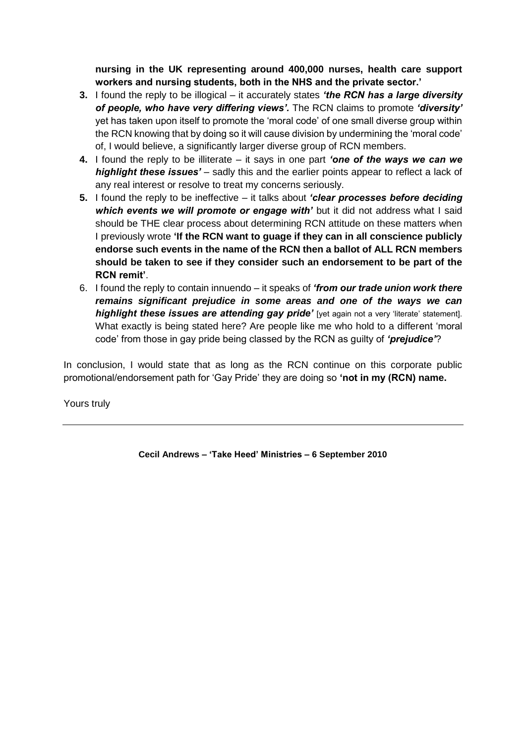**nursing in the UK representing around 400,000 nurses, health care support workers and nursing students, both in the NHS and the private sector.'**

3. I found the reply to be illogical – it accurately states ***'the RCN has a large diversity of people, who have very differing views'.*** The RCN claims to promote ***'diversity'*** yet has taken upon itself to promote the 'moral code' of one small diverse group within the RCN knowing that by doing so it will cause division by undermining the 'moral code' of, I would believe, a significantly larger diverse group of RCN members.
4. I found the reply to be illiterate – it says in one part ***'one of the ways we can we highlight these issues'*** – sadly this and the earlier points appear to reflect a lack of any real interest or resolve to treat my concerns seriously.
5. I found the reply to be ineffective – it talks about ***'clear processes before deciding which events we will promote or engage with'*** but it did not address what I said should be THE clear process about determining RCN attitude on these matters when I previously wrote **'If the RCN want to guage if they can in all conscience publicly endorse such events in the name of the RCN then a ballot of ALL RCN members should be taken to see if they consider such an endorsement to be part of the RCN remit'**.
6. I found the reply to contain innuendo – it speaks of ***'from our trade union work there remains significant prejudice in some areas and one of the ways we can highlight these issues are attending gay pride'*** [yet again not a very 'literate' statement]. What exactly is being stated here? Are people like me who hold to a different 'moral code' from those in gay pride being classed by the RCN as guilty of ***'prejudice'***?

In conclusion, I would state that as long as the RCN continue on this corporate public promotional/endorsement path for 'Gay Pride' they are doing so **'not in my (RCN) name.**

Yours truly

---

**Cecil Andrews – 'Take Heed' Ministries – 6 September 2010**